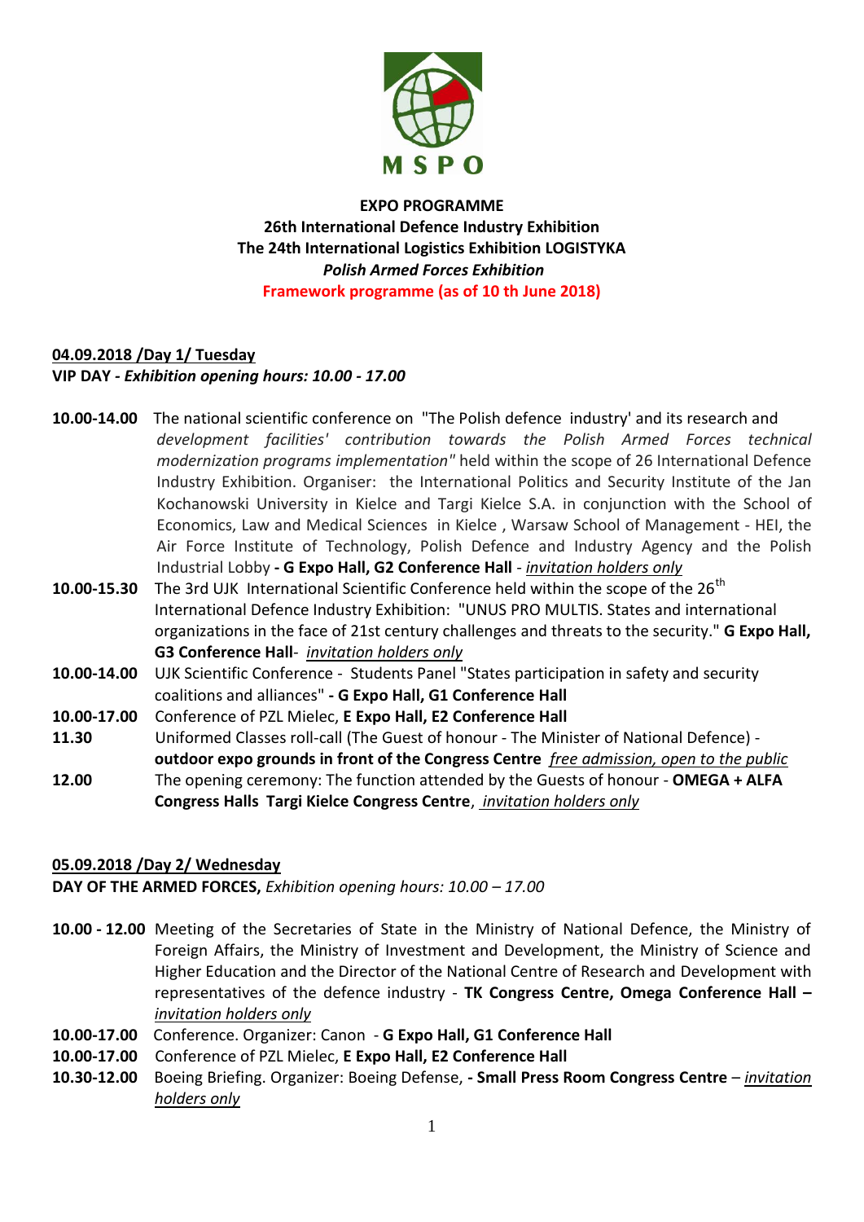MSPO

**EXPO PROGRAMME**
**26th International Defence Industry Exhibition**
**The 24th International Logistics Exhibition LOGISTYKA**
***Polish Armed Forces Exhibition***
**Framework programme (as of 10 th June 2018)**

**04.09.2018 /Day 1/ Tuesday**
**VIP DAY - *Exhibition opening hours: 10.00 - 17.00***

**10.00-14.00** The national scientific conference on "The Polish defence industry' and its research and *development facilities' contribution towards the Polish Armed Forces technical modernization programs implementation"* held within the scope of 26 International Defence Industry Exhibition. Organiser: the International Politics and Security Institute of the Jan Kochanowski University in Kielce and Targi Kielce S.A. in conjunction with the School of Economics, Law and Medical Sciences in Kielce , Warsaw School of Management - HEI, the Air Force Institute of Technology, Polish Defence and Industry Agency and the Polish Industrial Lobby **- G Expo Hall, G2 Conference Hall** - *invitation holders only*

**10.00-15.30** The 3rd UJK International Scientific Conference held within the scope of the 26th International Defence Industry Exhibition: "UNUS PRO MULTIS. States and international organizations in the face of 21st century challenges and threats to the security." **G Expo Hall, G3 Conference Hall**- *invitation holders only*

**10.00-14.00** UJK Scientific Conference - Students Panel "States participation in safety and security coalitions and alliances" **- G Expo Hall, G1 Conference Hall**

**10.00-17.00** Conference of PZL Mielec, **E Expo Hall, E2 Conference Hall**

**11.30** Uniformed Classes roll-call (The Guest of honour - The Minister of National Defence) - **outdoor expo grounds in front of the Congress Centre** *free admission, open to the public*

**12.00** The opening ceremony: The function attended by the Guests of honour - **OMEGA + ALFA Congress Halls Targi Kielce Congress Centre**, *invitation holders only*

**05.09.2018 /Day 2/ Wednesday**
**DAY OF THE ARMED FORCES,** *Exhibition opening hours: 10.00 – 17.00*

**10.00 - 12.00** Meeting of the Secretaries of State in the Ministry of National Defence, the Ministry of Foreign Affairs, the Ministry of Investment and Development, the Ministry of Science and Higher Education and the Director of the National Centre of Research and Development with representatives of the defence industry - **TK Congress Centre, Omega Conference Hall –** *invitation holders only*

**10.00-17.00** Conference. Organizer: Canon - **G Expo Hall, G1 Conference Hall**

**10.00-17.00** Conference of PZL Mielec, **E Expo Hall, E2 Conference Hall**

**10.30-12.00** Boeing Briefing. Organizer: Boeing Defense, **- Small Press Room Congress Centre** – *invitation holders only*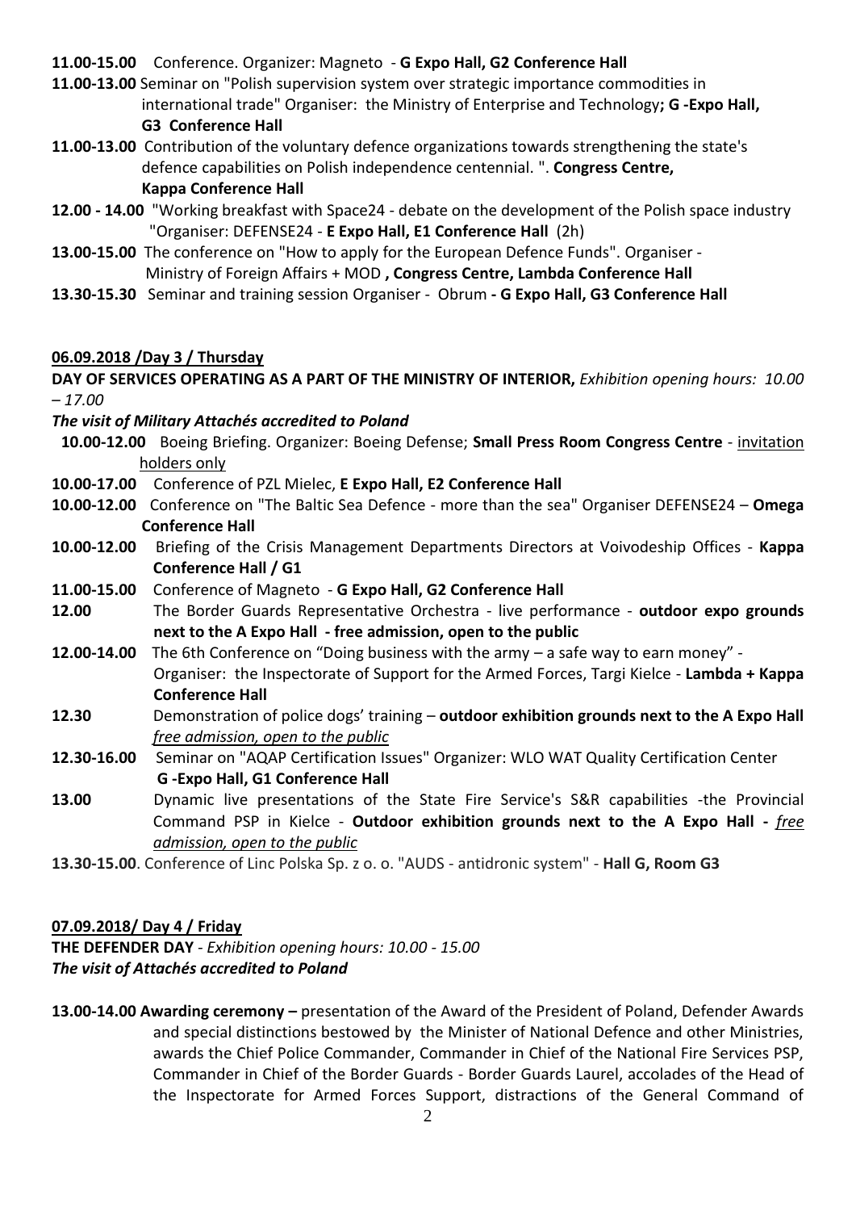**11.00-15.00** Conference. Organizer: Magneto - **G Expo Hall, G2 Conference Hall**

**11.00-13.00** Seminar on "Polish supervision system over strategic importance commodities in international trade" Organiser: the Ministry of Enterprise and Technology**; G -Expo Hall, G3 Conference Hall**

**11.00-13.00** Contribution of the voluntary defence organizations towards strengthening the state's defence capabilities on Polish independence centennial. ". **Congress Centre, Kappa Conference Hall**

**12.00 - 14.00** "Working breakfast with Space24 - debate on the development of the Polish space industry "Organiser: DEFENSE24 - **E Expo Hall, E1 Conference Hall** (2h)

**13.00-15.00** The conference on "How to apply for the European Defence Funds". Organiser - Ministry of Foreign Affairs + MOD **, Congress Centre, Lambda Conference Hall**

**13.30-15.30** Seminar and training session Organiser - Obrum **- G Expo Hall, G3 Conference Hall**

**06.09.2018 /Day 3 / Thursday**

**DAY OF SERVICES OPERATING AS A PART OF THE MINISTRY OF INTERIOR,** *Exhibition opening hours: 10.00 – 17.00*

***The visit of Military Attachés accredited to Poland***

**10.00-12.00** Boeing Briefing. Organizer: Boeing Defense; **Small Press Room Congress Centre** - invitation holders only

**10.00-17.00** Conference of PZL Mielec, **E Expo Hall, E2 Conference Hall**

**10.00-12.00** Conference on "The Baltic Sea Defence - more than the sea" Organiser DEFENSE24 – **Omega Conference Hall**

**10.00-12.00** Briefing of the Crisis Management Departments Directors at Voivodeship Offices - **Kappa Conference Hall / G1**

**11.00-15.00** Conference of Magneto - **G Expo Hall, G2 Conference Hall**

**12.00** The Border Guards Representative Orchestra - live performance - **outdoor expo grounds next to the A Expo Hall - free admission, open to the public**

**12.00-14.00** The 6th Conference on "Doing business with the army – a safe way to earn money" - Organiser: the Inspectorate of Support for the Armed Forces, Targi Kielce - **Lambda + Kappa Conference Hall**

**12.30** Demonstration of police dogs' training – **outdoor exhibition grounds next to the A Expo Hall** *free admission, open to the public*

**12.30-16.00** Seminar on "AQAP Certification Issues" Organizer: WLO WAT Quality Certification Center **G -Expo Hall, G1 Conference Hall**

**13.00** Dynamic live presentations of the State Fire Service's S&R capabilities -the Provincial Command PSP in Kielce - **Outdoor exhibition grounds next to the A Expo Hall -** *free admission, open to the public*

**13.30-15.00**. Conference of Linc Polska Sp. z o. o. "AUDS - antidronic system" - **Hall G, Room G3**

**07.09.2018/ Day 4 / Friday**

**THE DEFENDER DAY** - *Exhibition opening hours: 10.00 - 15.00*

***The visit of Attachés accredited to Poland***

**13.00-14.00 Awarding ceremony –** presentation of the Award of the President of Poland, Defender Awards and special distinctions bestowed by the Minister of National Defence and other Ministries, awards the Chief Police Commander, Commander in Chief of the National Fire Services PSP, Commander in Chief of the Border Guards - Border Guards Laurel, accolades of the Head of the Inspectorate for Armed Forces Support, distractions of the General Command of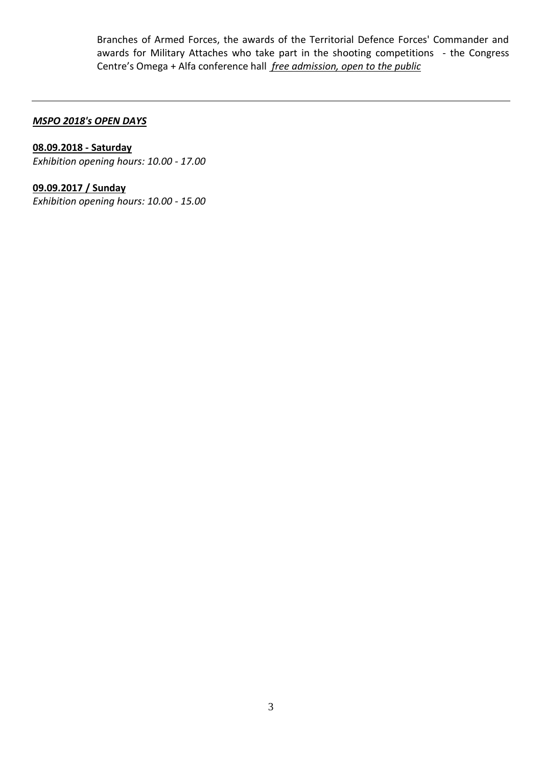Branches of Armed Forces, the awards of the Territorial Defence Forces' Commander and awards for Military Attaches who take part in the shooting competitions - the Congress Centre's Omega + Alfa conference hall *free admission, open to the public*

---

***MSPO 2018's OPEN DAYS***

**08.09.2018 - Saturday**

*Exhibition opening hours: 10.00 - 17.00*

**09.09.2017 / Sunday**

*Exhibition opening hours: 10.00 - 15.00*